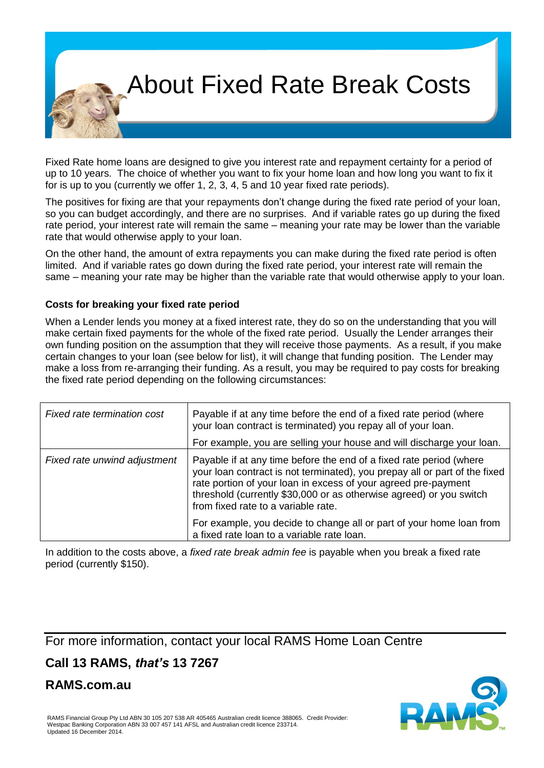# About Fixed Rate Break Costs

Fixed Rate home loans are designed to give you interest rate and repayment certainty for a period of up to 10 years. The choice of whether you want to fix your home loan and how long you want to fix it for is up to you (currently we offer 1, 2, 3, 4, 5 and 10 year fixed rate periods).

The positives for fixing are that your repayments don't change during the fixed rate period of your loan, so you can budget accordingly, and there are no surprises. And if variable rates go up during the fixed rate period, your interest rate will remain the same – meaning your rate may be lower than the variable rate that would otherwise apply to your loan.

On the other hand, the amount of extra repayments you can make during the fixed rate period is often limited. And if variable rates go down during the fixed rate period, your interest rate will remain the same – meaning your rate may be higher than the variable rate that would otherwise apply to your loan.

### Costs for breaking your fixed rate period

When a Lender lends you money at a fixed interest rate, they do so on the understanding that you will make certain fixed payments for the whole of the fixed rate period. Usually the Lender arranges their own funding position on the assumption that they will receive those payments. As a result, if you make certain changes to your loan (see below for list), it will change that funding position. The Lender may make a loss from re-arranging their funding. As a result, you may be required to pay costs for breaking the fixed rate period depending on the following circumstances:

| | |
|---|---|
| *Fixed rate termination cost* | Payable if at any time before the end of a fixed rate period (where your loan contract is terminated) you repay all of your loan.<br><br>For example, you are selling your house and will discharge your loan. |
| *Fixed rate unwind adjustment* | Payable if at any time before the end of a fixed rate period (where your loan contract is not terminated), you prepay all or part of the fixed rate portion of your loan in excess of your agreed pre-payment threshold (currently $30,000 or as otherwise agreed) or you switch from fixed rate to a variable rate.<br><br>For example, you decide to change all or part of your home loan from a fixed rate loan to a variable rate loan. |

In addition to the costs above, a *fixed rate break admin fee* is payable when you break a fixed rate period (currently $150).

For more information, contact your local RAMS Home Loan Centre

**Call 13 RAMS, *that's* 13 7267**

**RAMS.com.au**

RAMS Financial Group Pty Ltd ABN 30 105 207 538 AR 405465 Australian credit licence 388065. Credit Provider: Westpac Banking Corporation ABN 33 007 457 141 AFSL and Australian credit licence 233714.
Updated 16 December 2014.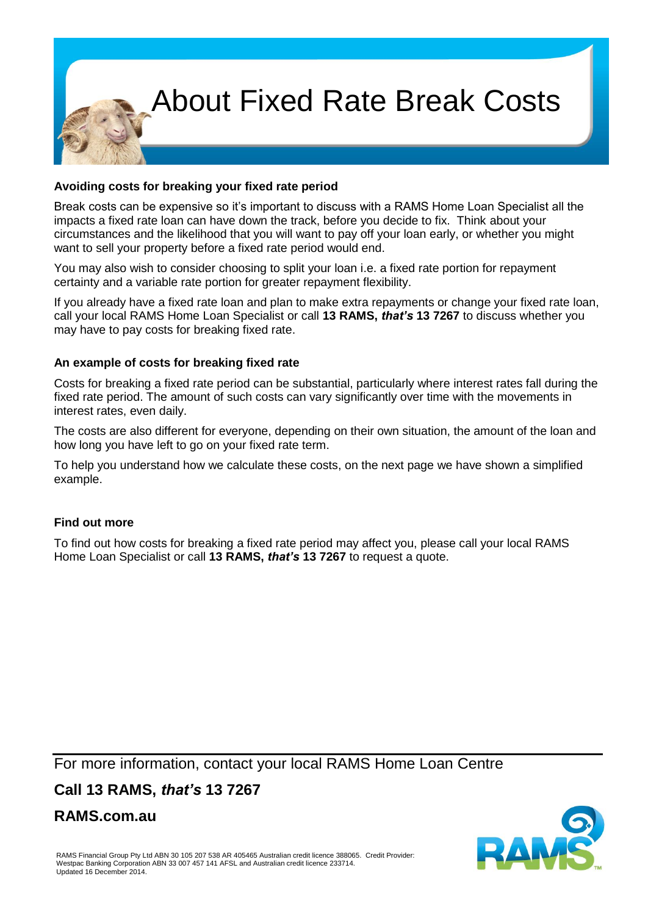# About Fixed Rate Break Costs

### Avoiding costs for breaking your fixed rate period

Break costs can be expensive so it's important to discuss with a RAMS Home Loan Specialist all the impacts a fixed rate loan can have down the track, before you decide to fix. Think about your circumstances and the likelihood that you will want to pay off your loan early, or whether you might want to sell your property before a fixed rate period would end.

You may also wish to consider choosing to split your loan i.e. a fixed rate portion for repayment certainty and a variable rate portion for greater repayment flexibility.

If you already have a fixed rate loan and plan to make extra repayments or change your fixed rate loan, call your local RAMS Home Loan Specialist or call **13 RAMS, *that's* 13 7267** to discuss whether you may have to pay costs for breaking fixed rate.

### An example of costs for breaking fixed rate

Costs for breaking a fixed rate period can be substantial, particularly where interest rates fall during the fixed rate period. The amount of such costs can vary significantly over time with the movements in interest rates, even daily.

The costs are also different for everyone, depending on their own situation, the amount of the loan and how long you have left to go on your fixed rate term.

To help you understand how we calculate these costs, on the next page we have shown a simplified example.

### Find out more

To find out how costs for breaking a fixed rate period may affect you, please call your local RAMS Home Loan Specialist or call **13 RAMS, *that's* 13 7267** to request a quote.

For more information, contact your local RAMS Home Loan Centre

**Call 13 RAMS, *that's* 13 7267**

**RAMS.com.au**

RAMS Financial Group Pty Ltd ABN 30 105 207 538 AR 405465 Australian credit licence 388065. Credit Provider: Westpac Banking Corporation ABN 33 007 457 141 AFSL and Australian credit licence 233714. Updated 16 December 2014.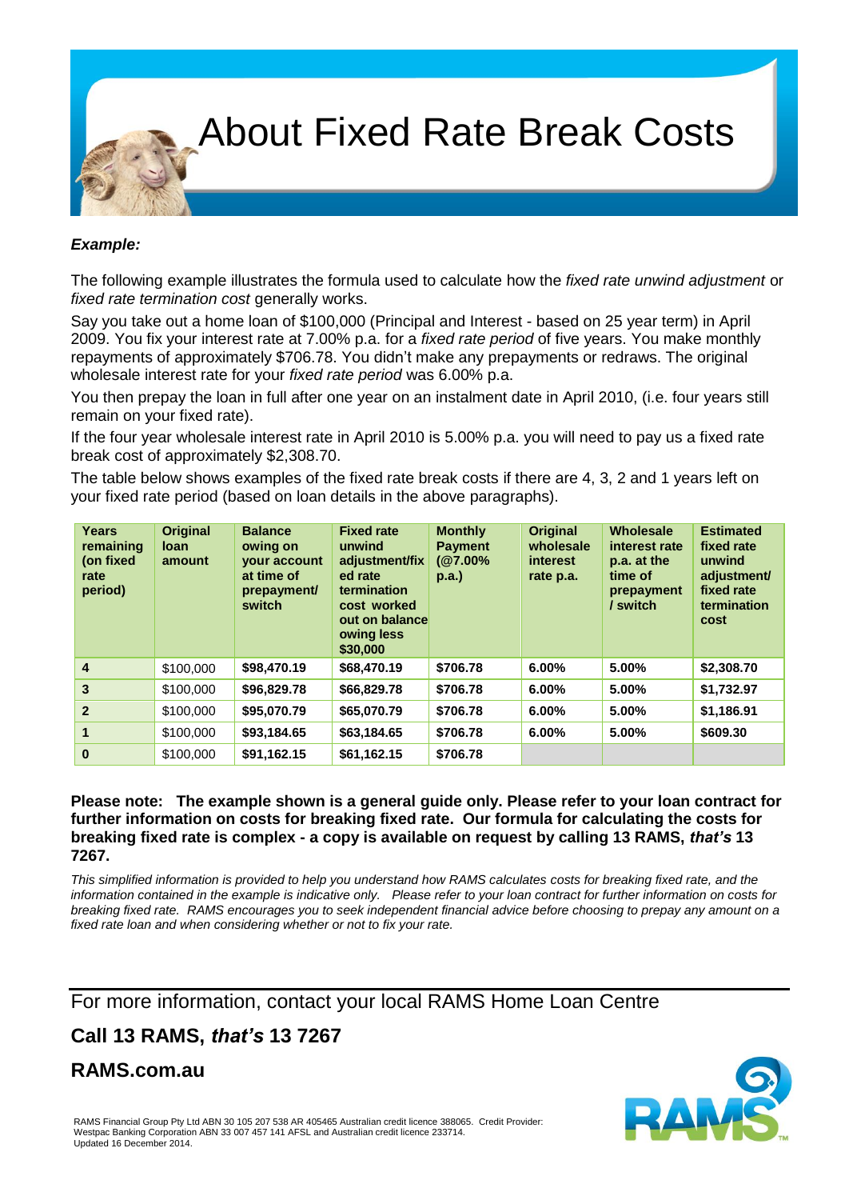# About Fixed Rate Break Costs

***Example:***

The following example illustrates the formula used to calculate how the *fixed rate unwind adjustment* or *fixed rate termination cost* generally works.

Say you take out a home loan of $100,000 (Principal and Interest - based on 25 year term) in April 2009. You fix your interest rate at 7.00% p.a. for a *fixed rate period* of five years. You make monthly repayments of approximately $706.78. You didn't make any prepayments or redraws. The original wholesale interest rate for your *fixed rate period* was 6.00% p.a.

You then prepay the loan in full after one year on an instalment date in April 2010, (i.e. four years still remain on your fixed rate).

If the four year wholesale interest rate in April 2010 is 5.00% p.a. you will need to pay us a fixed rate break cost of approximately $2,308.70.

The table below shows examples of the fixed rate break costs if there are 4, 3, 2 and 1 years left on your fixed rate period (based on loan details in the above paragraphs).

| Years remaining (on fixed rate period) | Original loan amount | Balance owing on your account at time of prepayment/ switch | Fixed rate unwind adjustment/fixed rate termination cost worked out on balance owing less $30,000 | Monthly Payment (@7.00% p.a.) | Original wholesale interest rate p.a. | Wholesale interest rate p.a. at the time of prepayment / switch | Estimated fixed rate unwind adjustment/ fixed rate termination cost |
|---|---|---|---|---|---|---|---|
| **4** | $100,000 | **$98,470.19** | **$68,470.19** | **$706.78** | **6.00%** | **5.00%** | **$2,308.70** |
| **3** | $100,000 | **$96,829.78** | **$66,829.78** | **$706.78** | **6.00%** | **5.00%** | **$1,732.97** |
| **2** | $100,000 | **$95,070.79** | **$65,070.79** | **$706.78** | **6.00%** | **5.00%** | **$1,186.91** |
| **1** | $100,000 | **$93,184.65** | **$63,184.65** | **$706.78** | **6.00%** | **5.00%** | **$609.30** |
| **0** | $100,000 | **$91,162.15** | **$61,162.15** | **$706.78** | | | |

**Please note: The example shown is a general guide only. Please refer to your loan contract for further information on costs for breaking fixed rate. Our formula for calculating the costs for breaking fixed rate is complex - a copy is available on request by calling 13 RAMS, *that's* 13 7267.**

*This simplified information is provided to help you understand how RAMS calculates costs for breaking fixed rate, and the information contained in the example is indicative only. Please refer to your loan contract for further information on costs for breaking fixed rate. RAMS encourages you to seek independent financial advice before choosing to prepay any amount on a fixed rate loan and when considering whether or not to fix your rate.*

For more information, contact your local RAMS Home Loan Centre

**Call 13 RAMS, *that's* 13 7267**

**RAMS.com.au**

RAMS Financial Group Pty Ltd ABN 30 105 207 538 AR 405465 Australian credit licence 388065. Credit Provider: Westpac Banking Corporation ABN 33 007 457 141 AFSL and Australian credit licence 233714.
Updated 16 December 2014.